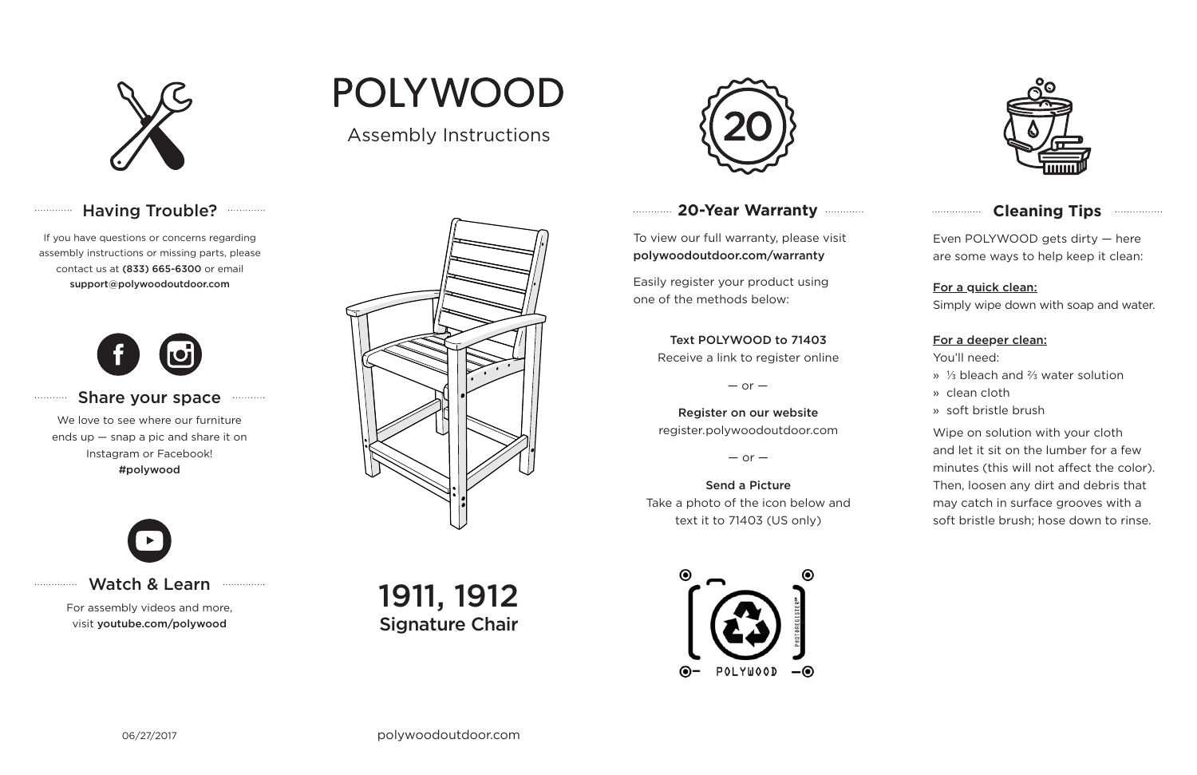# POLYWOOD

Assembly Instructions

## 1911, 1912
**Signature Chair**

## Having Trouble?

If you have questions or concerns regarding assembly instructions or missing parts, please contact us at **(833) 665-6300** or email **support@polywoodoutdoor.com**

## Share your space

We love to see where our furniture ends up — snap a pic and share it on Instagram or Facebook!
**#polywood**

## Watch & Learn

For assembly videos and more, visit **youtube.com/polywood**

## 20-Year Warranty

To view our full warranty, please visit **polywoodoutdoor.com/warranty**

Easily register your product using one of the methods below:

**Text POLYWOOD to 71403**
Receive a link to register online

— or —

**Register on our website**
register.polywoodoutdoor.com

— or —

**Send a Picture**
Take a photo of the icon below and text it to 71403 (US only)

POLYWOOD

PHOTOREGISTER™

## Cleaning Tips

Even POLYWOOD gets dirty — here are some ways to help keep it clean:

**For a quick clean:**
Simply wipe down with soap and water.

**For a deeper clean:**
You'll need:

- ⅓ bleach and ⅔ water solution
- clean cloth
- soft bristle brush

Wipe on solution with your cloth and let it sit on the lumber for a few minutes (this will not affect the color). Then, loosen any dirt and debris that may catch in surface grooves with a soft bristle brush; hose down to rinse.

06/27/2017

polywoodoutdoor.com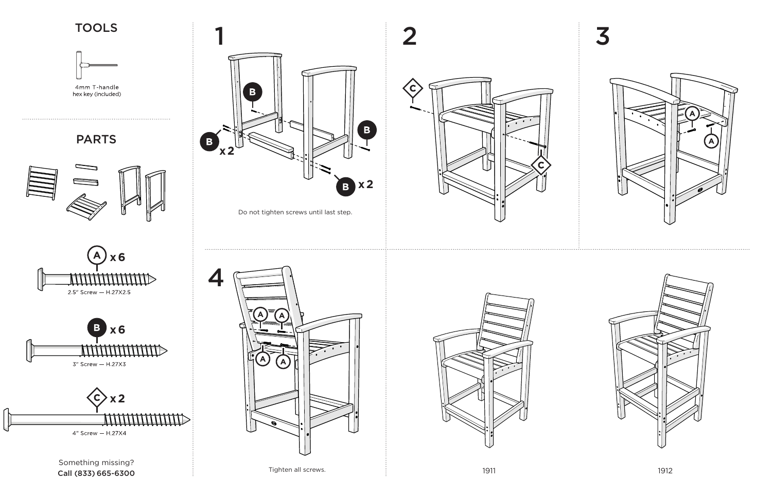## TOOLS

4mm T-handle hex key (included)

## PARTS

A x 6

2.5" Screw — H.27X2.5

B x 6

3" Screw — H.27X3

C x 2

4" Screw — H.27X4

Something missing?
**Call (833) 665-6300**

## 1

B

B x 2

B

B x 2

Do not tighten screws until last step.

## 2

C

C

## 3

A

A

## 4

A A

A A

Tighten all screws.

1911

1912